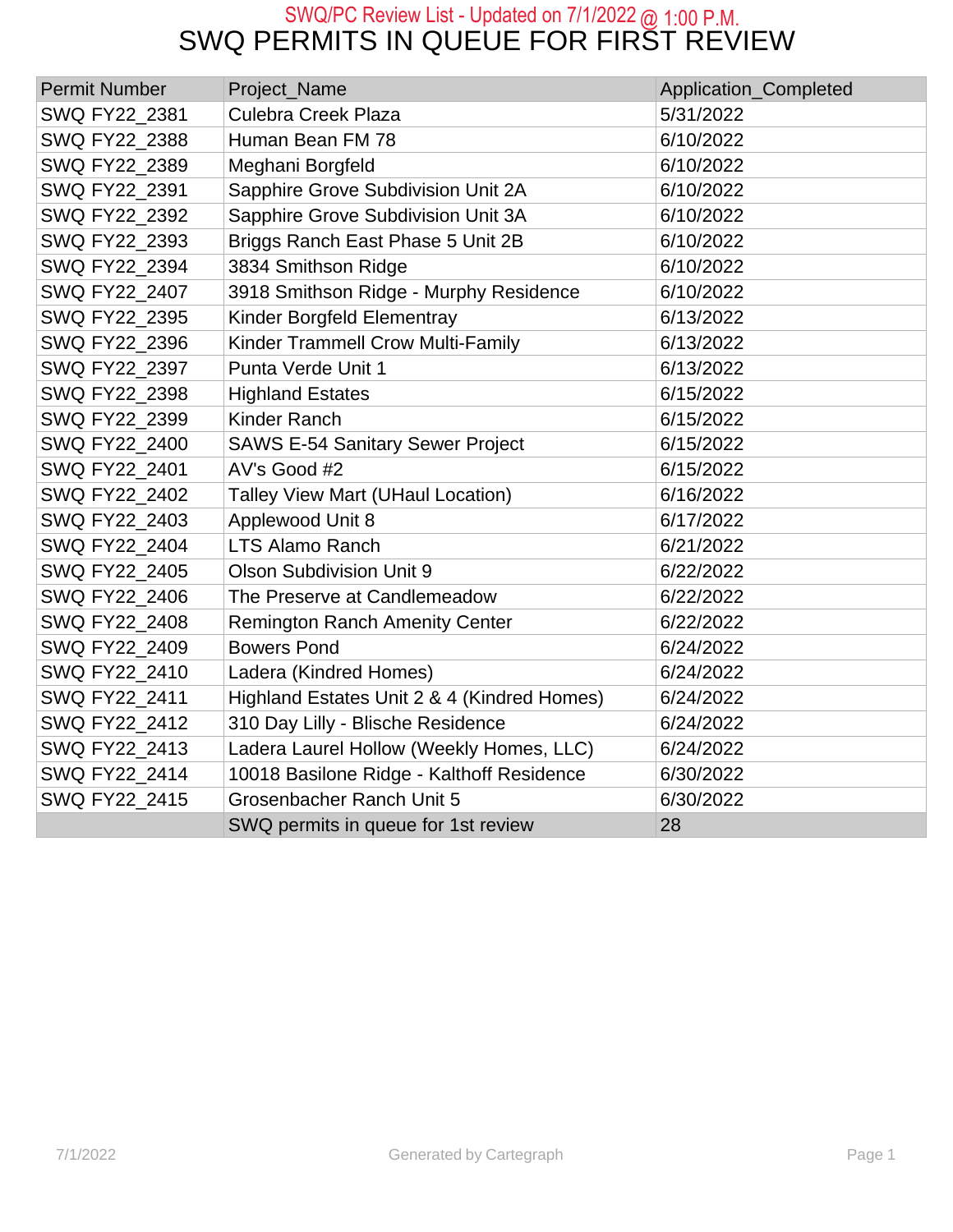SWQ/PC Review List - Updated on 7/1/2022 @ 1:00 P.M.

# SWQ PERMITS IN QUEUE FOR FIRST REVIEW

| Permit Number | Project_Name | Application_Completed |
|---|---|---|
| SWQ FY22_2381 | Culebra Creek Plaza | 5/31/2022 |
| SWQ FY22_2388 | Human Bean FM 78 | 6/10/2022 |
| SWQ FY22_2389 | Meghani Borgfeld | 6/10/2022 |
| SWQ FY22_2391 | Sapphire Grove Subdivision Unit 2A | 6/10/2022 |
| SWQ FY22_2392 | Sapphire Grove Subdivision Unit 3A | 6/10/2022 |
| SWQ FY22_2393 | Briggs Ranch East Phase 5 Unit 2B | 6/10/2022 |
| SWQ FY22_2394 | 3834 Smithson Ridge | 6/10/2022 |
| SWQ FY22_2407 | 3918 Smithson Ridge - Murphy Residence | 6/10/2022 |
| SWQ FY22_2395 | Kinder Borgfeld Elementray | 6/13/2022 |
| SWQ FY22_2396 | Kinder Trammell Crow Multi-Family | 6/13/2022 |
| SWQ FY22_2397 | Punta Verde Unit 1 | 6/13/2022 |
| SWQ FY22_2398 | Highland Estates | 6/15/2022 |
| SWQ FY22_2399 | Kinder Ranch | 6/15/2022 |
| SWQ FY22_2400 | SAWS E-54 Sanitary Sewer Project | 6/15/2022 |
| SWQ FY22_2401 | AV's Good #2 | 6/15/2022 |
| SWQ FY22_2402 | Talley View Mart (UHaul Location) | 6/16/2022 |
| SWQ FY22_2403 | Applewood Unit 8 | 6/17/2022 |
| SWQ FY22_2404 | LTS Alamo Ranch | 6/21/2022 |
| SWQ FY22_2405 | Olson Subdivision Unit 9 | 6/22/2022 |
| SWQ FY22_2406 | The Preserve at Candlemeadow | 6/22/2022 |
| SWQ FY22_2408 | Remington Ranch Amenity Center | 6/22/2022 |
| SWQ FY22_2409 | Bowers Pond | 6/24/2022 |
| SWQ FY22_2410 | Ladera (Kindred Homes) | 6/24/2022 |
| SWQ FY22_2411 | Highland Estates Unit 2 & 4 (Kindred Homes) | 6/24/2022 |
| SWQ FY22_2412 | 310 Day Lilly - Blische Residence | 6/24/2022 |
| SWQ FY22_2413 | Ladera Laurel Hollow (Weekly Homes, LLC) | 6/24/2022 |
| SWQ FY22_2414 | 10018 Basilone Ridge - Kalthoff Residence | 6/30/2022 |
| SWQ FY22_2415 | Grosenbacher Ranch Unit 5 | 6/30/2022 |
| | SWQ permits in queue for 1st review | 28 |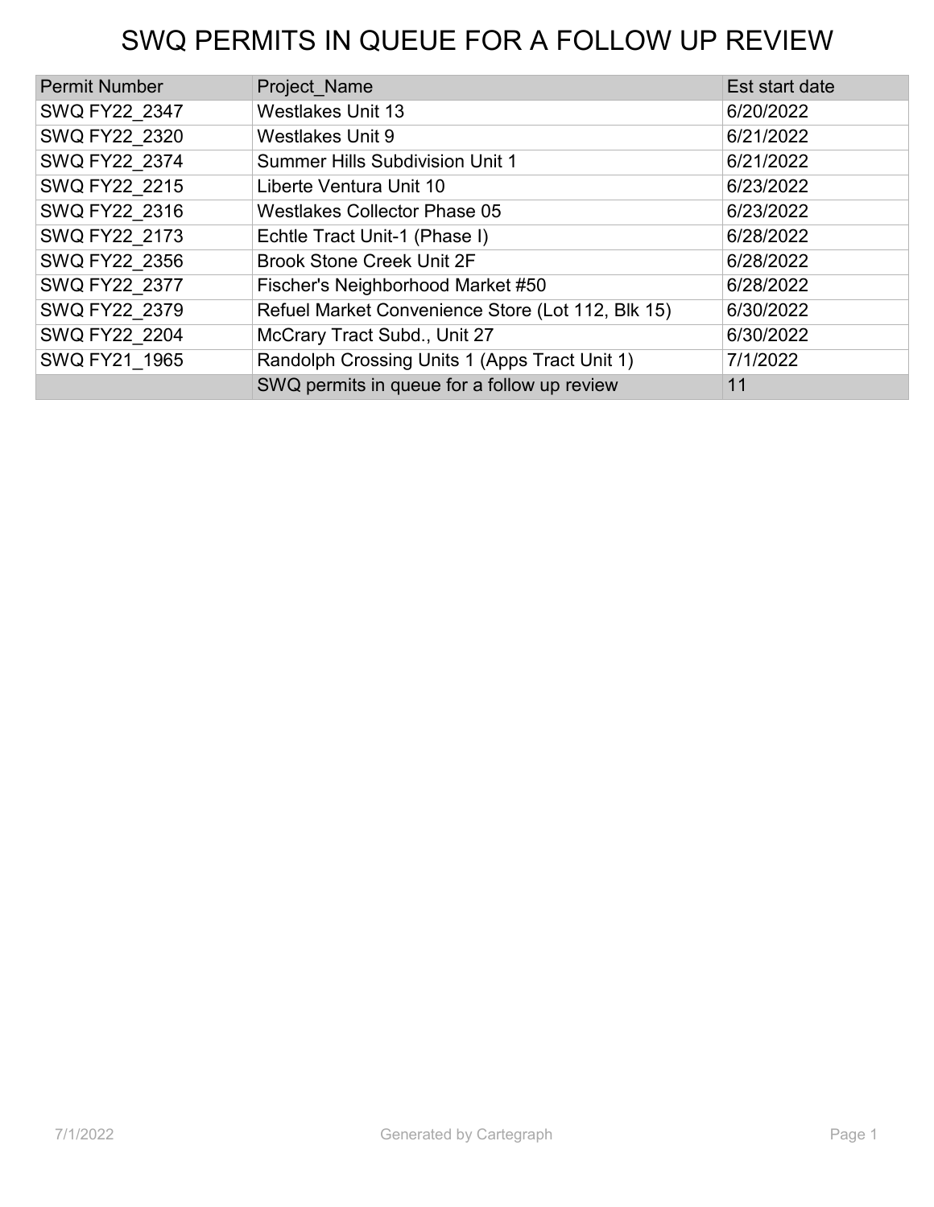# SWQ PERMITS IN QUEUE FOR A FOLLOW UP REVIEW

| Permit Number | Project_Name | Est start date |
|---|---|---|
| SWQ FY22_2347 | Westlakes Unit 13 | 6/20/2022 |
| SWQ FY22_2320 | Westlakes Unit 9 | 6/21/2022 |
| SWQ FY22_2374 | Summer Hills Subdivision Unit 1 | 6/21/2022 |
| SWQ FY22_2215 | Liberte Ventura Unit 10 | 6/23/2022 |
| SWQ FY22_2316 | Westlakes Collector Phase 05 | 6/23/2022 |
| SWQ FY22_2173 | Echtle Tract Unit-1 (Phase I) | 6/28/2022 |
| SWQ FY22_2356 | Brook Stone Creek Unit 2F | 6/28/2022 |
| SWQ FY22_2377 | Fischer's Neighborhood Market #50 | 6/28/2022 |
| SWQ FY22_2379 | Refuel Market Convenience Store (Lot 112, Blk 15) | 6/30/2022 |
| SWQ FY22_2204 | McCrary Tract Subd., Unit 27 | 6/30/2022 |
| SWQ FY21_1965 | Randolph Crossing Units 1 (Apps Tract Unit 1) | 7/1/2022 |
| | SWQ permits in queue for a follow up review | 11 |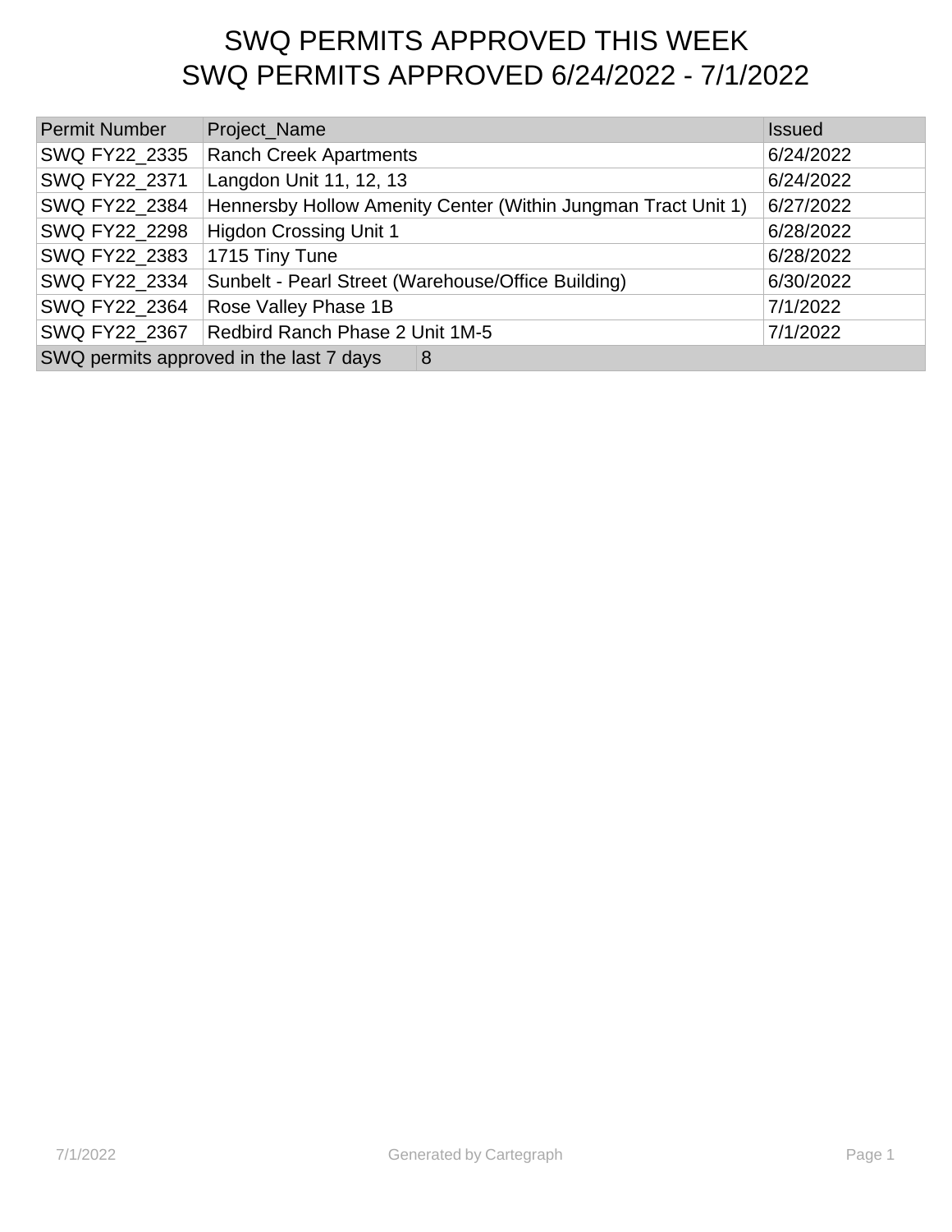# SWQ PERMITS APPROVED THIS WEEK
# SWQ PERMITS APPROVED 6/24/2022 - 7/1/2022

| Permit Number | Project_Name | Issued |
|---|---|---|
| SWQ FY22_2335 | Ranch Creek Apartments | 6/24/2022 |
| SWQ FY22_2371 | Langdon Unit 11, 12, 13 | 6/24/2022 |
| SWQ FY22_2384 | Hennersby Hollow Amenity Center (Within Jungman Tract Unit 1) | 6/27/2022 |
| SWQ FY22_2298 | Higdon Crossing Unit 1 | 6/28/2022 |
| SWQ FY22_2383 | 1715 Tiny Tune | 6/28/2022 |
| SWQ FY22_2334 | Sunbelt - Pearl Street (Warehouse/Office Building) | 6/30/2022 |
| SWQ FY22_2364 | Rose Valley Phase 1B | 7/1/2022 |
| SWQ FY22_2367 | Redbird Ranch Phase 2 Unit 1M-5 | 7/1/2022 |
| SWQ permits approved in the last 7 days | 8 | |

7/1/2022

Generated by Cartegraph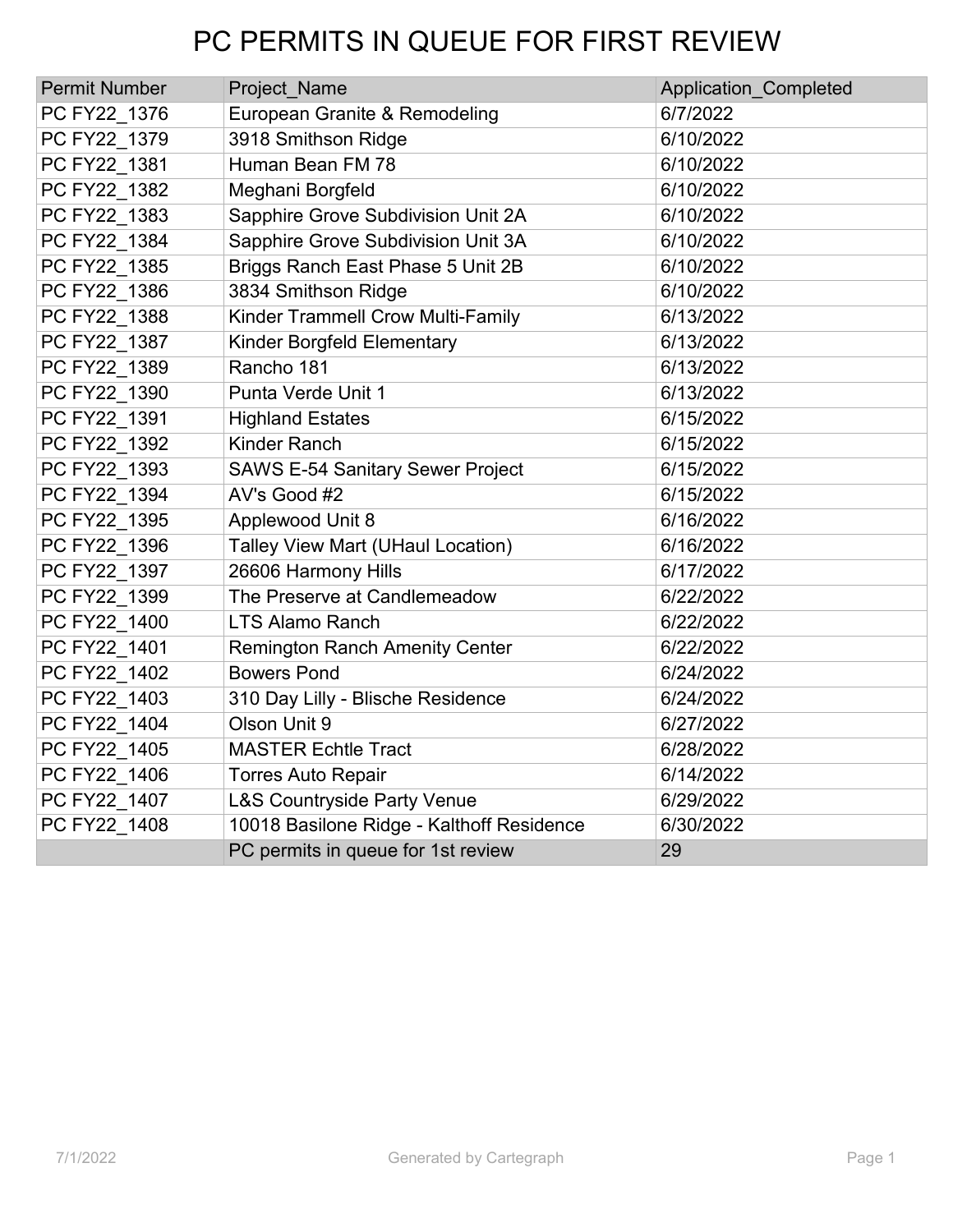# PC PERMITS IN QUEUE FOR FIRST REVIEW

| Permit Number | Project_Name | Application_Completed |
|---|---|---|
| PC FY22_1376 | European Granite & Remodeling | 6/7/2022 |
| PC FY22_1379 | 3918 Smithson Ridge | 6/10/2022 |
| PC FY22_1381 | Human Bean FM 78 | 6/10/2022 |
| PC FY22_1382 | Meghani Borgfeld | 6/10/2022 |
| PC FY22_1383 | Sapphire Grove Subdivision Unit 2A | 6/10/2022 |
| PC FY22_1384 | Sapphire Grove Subdivision Unit 3A | 6/10/2022 |
| PC FY22_1385 | Briggs Ranch East Phase 5 Unit 2B | 6/10/2022 |
| PC FY22_1386 | 3834 Smithson Ridge | 6/10/2022 |
| PC FY22_1388 | Kinder Trammell Crow Multi-Family | 6/13/2022 |
| PC FY22_1387 | Kinder Borgfeld Elementary | 6/13/2022 |
| PC FY22_1389 | Rancho 181 | 6/13/2022 |
| PC FY22_1390 | Punta Verde Unit 1 | 6/13/2022 |
| PC FY22_1391 | Highland Estates | 6/15/2022 |
| PC FY22_1392 | Kinder Ranch | 6/15/2022 |
| PC FY22_1393 | SAWS E-54 Sanitary Sewer Project | 6/15/2022 |
| PC FY22_1394 | AV's Good #2 | 6/15/2022 |
| PC FY22_1395 | Applewood Unit 8 | 6/16/2022 |
| PC FY22_1396 | Talley View Mart (UHaul Location) | 6/16/2022 |
| PC FY22_1397 | 26606 Harmony Hills | 6/17/2022 |
| PC FY22_1399 | The Preserve at Candlemeadow | 6/22/2022 |
| PC FY22_1400 | LTS Alamo Ranch | 6/22/2022 |
| PC FY22_1401 | Remington Ranch Amenity Center | 6/22/2022 |
| PC FY22_1402 | Bowers Pond | 6/24/2022 |
| PC FY22_1403 | 310 Day Lilly - Blische Residence | 6/24/2022 |
| PC FY22_1404 | Olson Unit 9 | 6/27/2022 |
| PC FY22_1405 | MASTER Echtle Tract | 6/28/2022 |
| PC FY22_1406 | Torres Auto Repair | 6/14/2022 |
| PC FY22_1407 | L&S Countryside Party Venue | 6/29/2022 |
| PC FY22_1408 | 10018 Basilone Ridge - Kalthoff Residence | 6/30/2022 |
| | PC permits in queue for 1st review | 29 |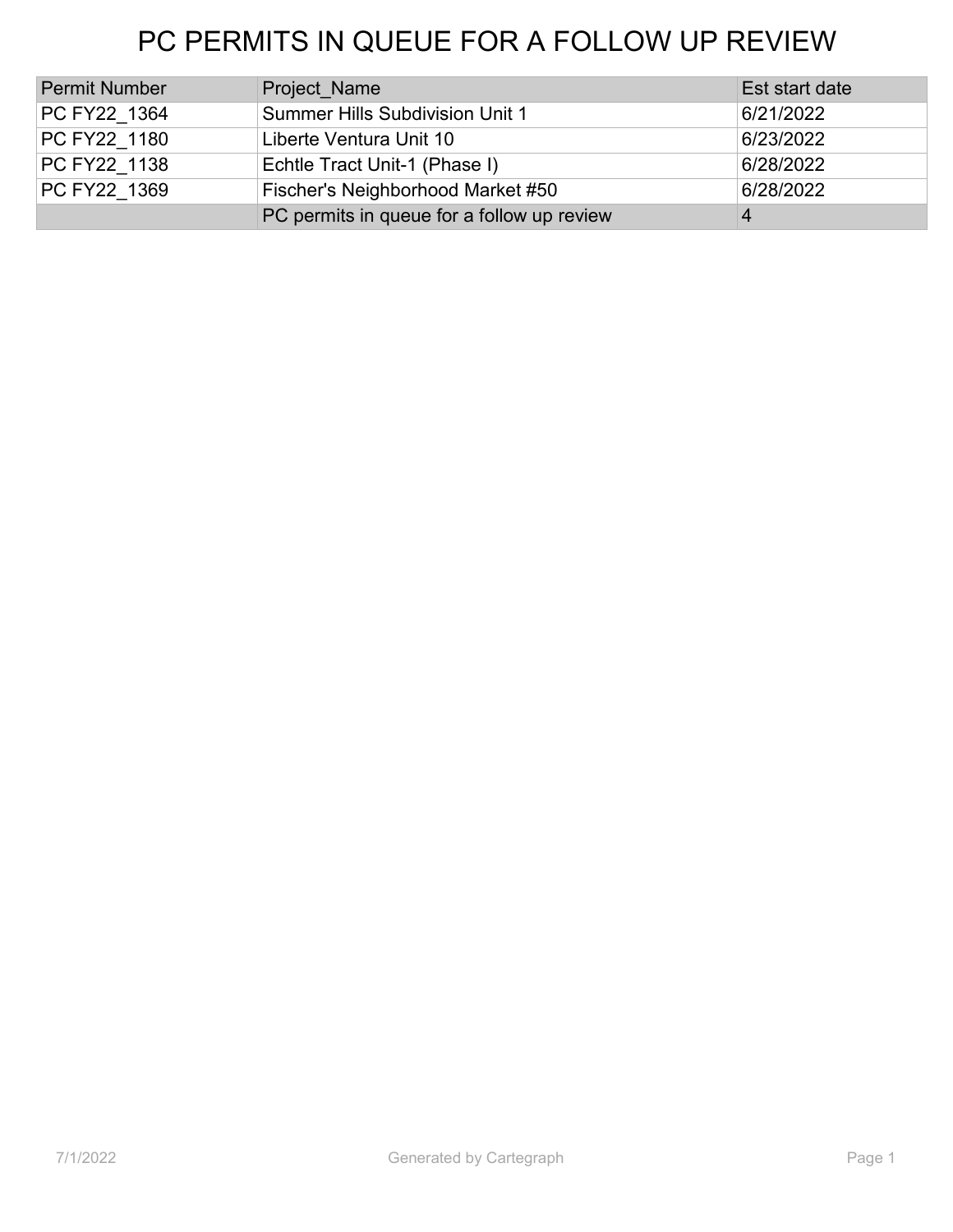# PC PERMITS IN QUEUE FOR A FOLLOW UP REVIEW

| Permit Number | Project_Name | Est start date |
| --- | --- | --- |
| PC FY22_1364 | Summer Hills Subdivision Unit 1 | 6/21/2022 |
| PC FY22_1180 | Liberte Ventura Unit 10 | 6/23/2022 |
| PC FY22_1138 | Echtle Tract Unit-1 (Phase I) | 6/28/2022 |
| PC FY22_1369 | Fischer's Neighborhood Market #50 | 6/28/2022 |
| | PC permits in queue for a follow up review | 4 |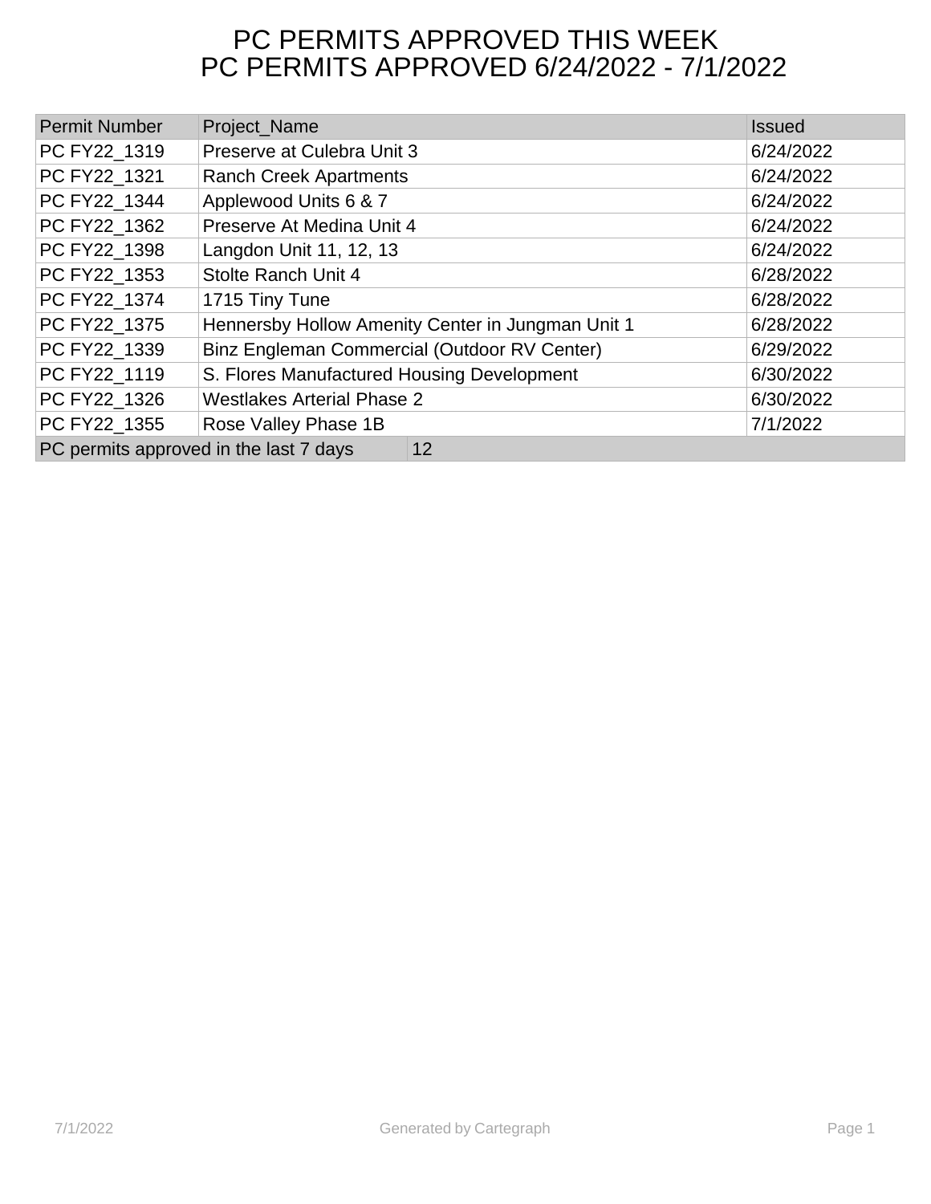# PC PERMITS APPROVED THIS WEEK
# PC PERMITS APPROVED 6/24/2022 - 7/1/2022

| Permit Number | Project_Name | Issued |
|---|---|---|
| PC FY22_1319 | Preserve at Culebra Unit 3 | 6/24/2022 |
| PC FY22_1321 | Ranch Creek Apartments | 6/24/2022 |
| PC FY22_1344 | Applewood Units 6 & 7 | 6/24/2022 |
| PC FY22_1362 | Preserve At Medina Unit 4 | 6/24/2022 |
| PC FY22_1398 | Langdon Unit 11, 12, 13 | 6/24/2022 |
| PC FY22_1353 | Stolte Ranch Unit 4 | 6/28/2022 |
| PC FY22_1374 | 1715 Tiny Tune | 6/28/2022 |
| PC FY22_1375 | Hennersby Hollow Amenity Center in Jungman Unit 1 | 6/28/2022 |
| PC FY22_1339 | Binz Engleman Commercial (Outdoor RV Center) | 6/29/2022 |
| PC FY22_1119 | S. Flores Manufactured Housing Development | 6/30/2022 |
| PC FY22_1326 | Westlakes Arterial Phase 2 | 6/30/2022 |
| PC FY22_1355 | Rose Valley Phase 1B | 7/1/2022 |
| PC permits approved in the last 7 days | 12 | |